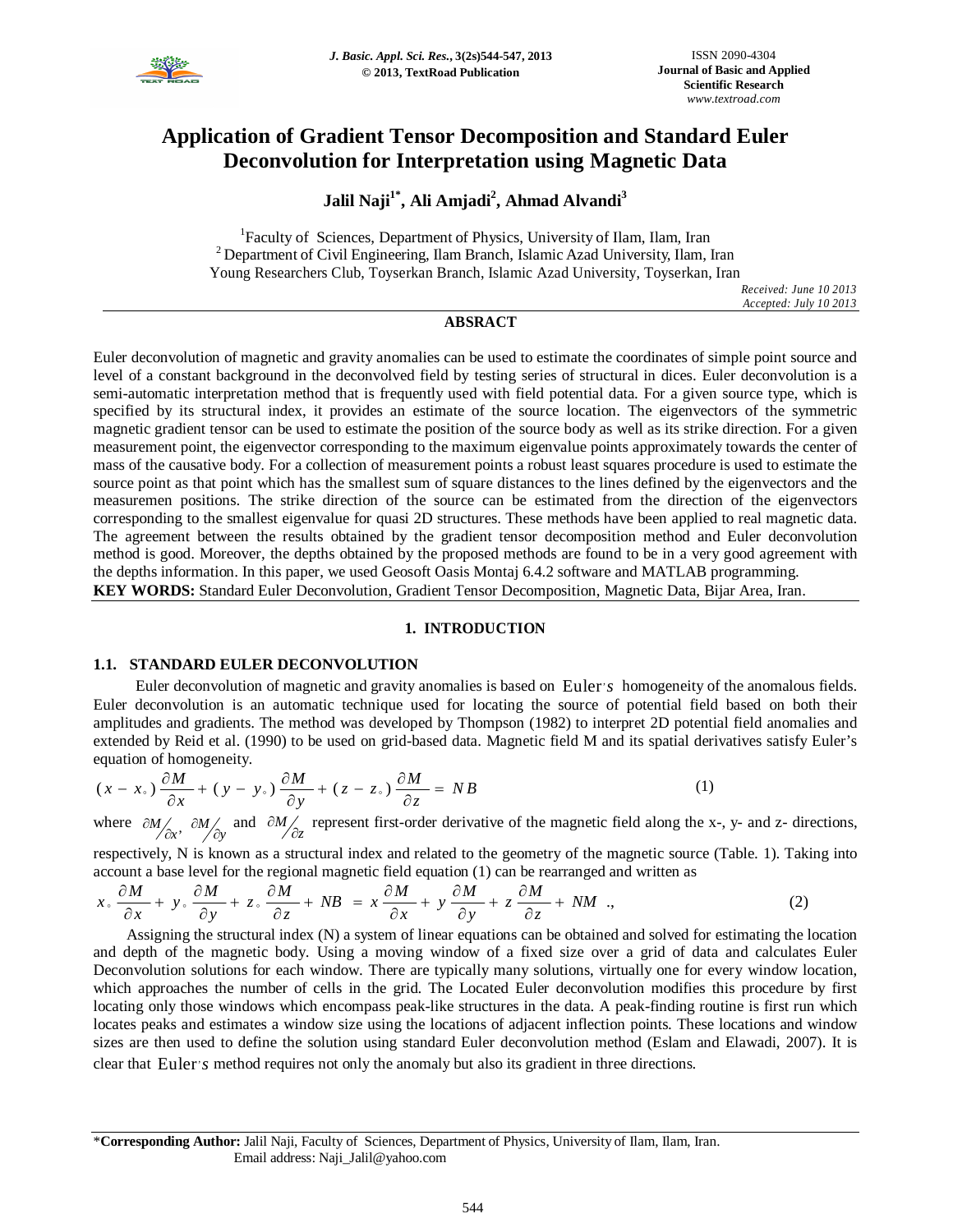# Application of Gradient Tensor Decomposition and Standard Euler Deconvolution for Interpretation using Magnetic Data

**Jalil Naji[1*], Ali Amjadi[2], Ahmad Alvandi[3]**

[1]Faculty of Sciences, Department of Physics, University of Ilam, Ilam, Iran
[2] Department of Civil Engineering, Ilam Branch, Islamic Azad University, Ilam, Iran
Young Researchers Club, Toyserkan Branch, Islamic Azad University, Toyserkan, Iran

*Received: June 10 2013*
*Accepted: July 10 2013*

## ABSRACT

Euler deconvolution of magnetic and gravity anomalies can be used to estimate the coordinates of simple point source and level of a constant background in the deconvolved field by testing series of structural in dices. Euler deconvolution is a semi-automatic interpretation method that is frequently used with field potential data. For a given source type, which is specified by its structural index, it provides an estimate of the source location. The eigenvectors of the symmetric magnetic gradient tensor can be used to estimate the position of the source body as well as its strike direction. For a given measurement point, the eigenvector corresponding to the maximum eigenvalue points approximately towards the center of mass of the causative body. For a collection of measurement points a robust least squares procedure is used to estimate the source point as that point which has the smallest sum of square distances to the lines defined by the eigenvectors and the measuremen positions. The strike direction of the source can be estimated from the direction of the eigenvectors corresponding to the smallest eigenvalue for quasi 2D structures. These methods have been applied to real magnetic data. The agreement between the results obtained by the gradient tensor decomposition method and Euler deconvolution method is good. Moreover, the depths obtained by the proposed methods are found to be in a very good agreement with the depths information. In this paper, we used Geosoft Oasis Montaj 6.4.2 software and MATLAB programming.

**KEY WORDS:** Standard Euler Deconvolution, Gradient Tensor Decomposition, Magnetic Data, Bijar Area, Iran.

## 1. INTRODUCTION

### 1.1. STANDARD EULER DECONVOLUTION

Euler deconvolution of magnetic and gravity anomalies is based on Euler's homogeneity of the anomalous fields. Euler deconvolution is an automatic technique used for locating the source of potential field based on both their amplitudes and gradients. The method was developed by Thompson (1982) to interpret 2D potential field anomalies and extended by Reid et al. (1990) to be used on grid-based data. Magnetic field M and its spatial derivatives satisfy Euler's equation of homogeneity.

$$(x - x_\circ)\frac{\partial M}{\partial x} + (y - y_\circ)\frac{\partial M}{\partial y} + (z - z_\circ)\frac{\partial M}{\partial z} = NB \tag{1}$$

where $\partial M/\partial x$, $\partial M/\partial y$ and $\partial M/\partial z$ represent first-order derivative of the magnetic field along the x-, y- and z- directions, respectively, N is known as a structural index and related to the geometry of the magnetic source (Table. 1). Taking into account a base level for the regional magnetic field equation (1) can be rearranged and written as

$$x_\circ \frac{\partial M}{\partial x} + y_\circ \frac{\partial M}{\partial y} + z_\circ \frac{\partial M}{\partial z} + NB = x\frac{\partial M}{\partial x} + y\frac{\partial M}{\partial y} + z\frac{\partial M}{\partial z} + NM \text{ .,} \tag{2}$$

Assigning the structural index (N) a system of linear equations can be obtained and solved for estimating the location and depth of the magnetic body. Using a moving window of a fixed size over a grid of data and calculates Euler Deconvolution solutions for each window. There are typically many solutions, virtually one for every window location, which approaches the number of cells in the grid. The Located Euler deconvolution modifies this procedure by first locating only those windows which encompass peak-like structures in the data. A peak-finding routine is first run which locates peaks and estimates a window size using the locations of adjacent inflection points. These locations and window sizes are then used to define the solution using standard Euler deconvolution method (Eslam and Elawadi, 2007). It is clear that Euler's method requires not only the anomaly but also its gradient in three directions.

---

*Corresponding Author: Jalil Naji, Faculty of Sciences, Department of Physics, University of Ilam, Ilam, Iran.
Email address: Naji_Jalil@yahoo.com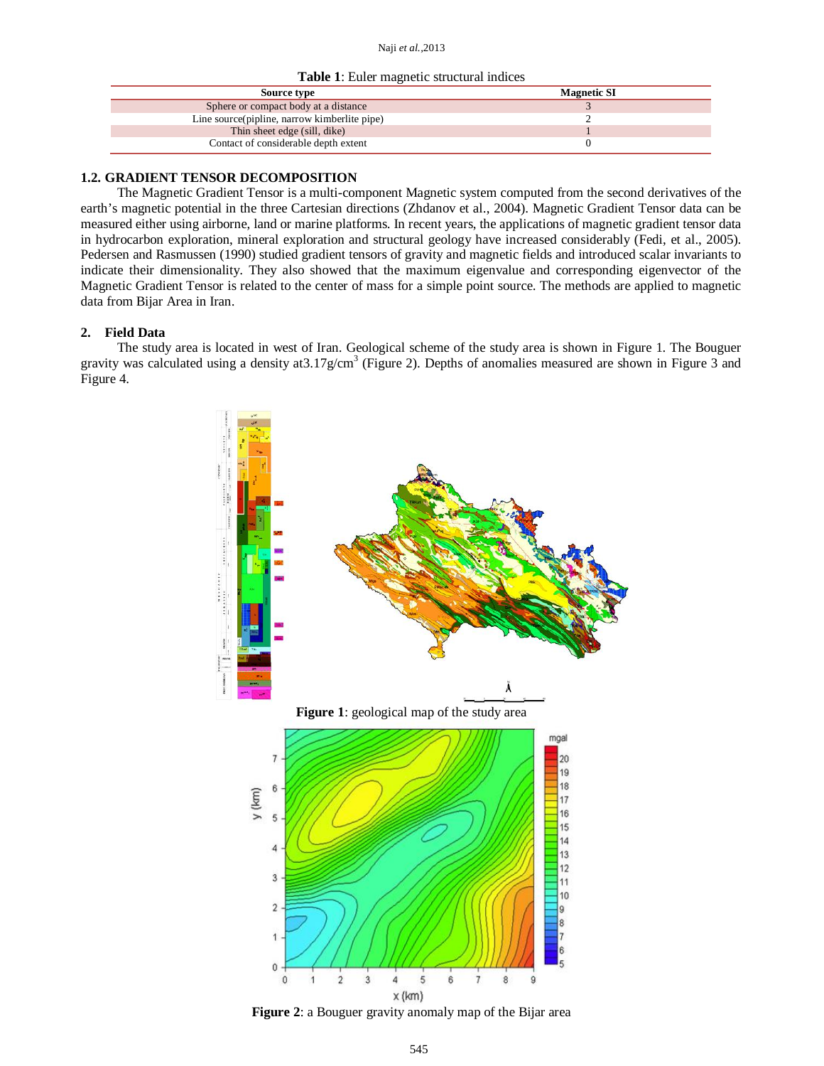**Table 1**: Euler magnetic structural indices

| Source type | Magnetic SI |
|---|---|
| Sphere or compact body at a distance | 3 |
| Line source(pipline, narrow kimberlite pipe) | 2 |
| Thin sheet edge (sill, dike) | 1 |
| Contact of considerable depth extent | 0 |

### 1.2. GRADIENT TENSOR DECOMPOSITION

The Magnetic Gradient Tensor is a multi-component Magnetic system computed from the second derivatives of the earth's magnetic potential in the three Cartesian directions (Zhdanov et al., 2004). Magnetic Gradient Tensor data can be measured either using airborne, land or marine platforms. In recent years, the applications of magnetic gradient tensor data in hydrocarbon exploration, mineral exploration and structural geology have increased considerably (Fedi, et al., 2005). Pedersen and Rasmussen (1990) studied gradient tensors of gravity and magnetic fields and introduced scalar invariants to indicate their dimensionality. They also showed that the maximum eigenvalue and corresponding eigenvector of the Magnetic Gradient Tensor is related to the center of mass for a simple point source. The methods are applied to magnetic data from Bijar Area in Iran.

## 2. Field Data

The study area is located in west of Iran. Geological scheme of the study area is shown in Figure 1. The Bouguer gravity was calculated using a density at3.17g/cm$^3$ (Figure 2). Depths of anomalies measured are shown in Figure 3 and Figure 4.

**Figure 1**: geological map of the study area

**Figure 2**: a Bouguer gravity anomaly map of the Bijar area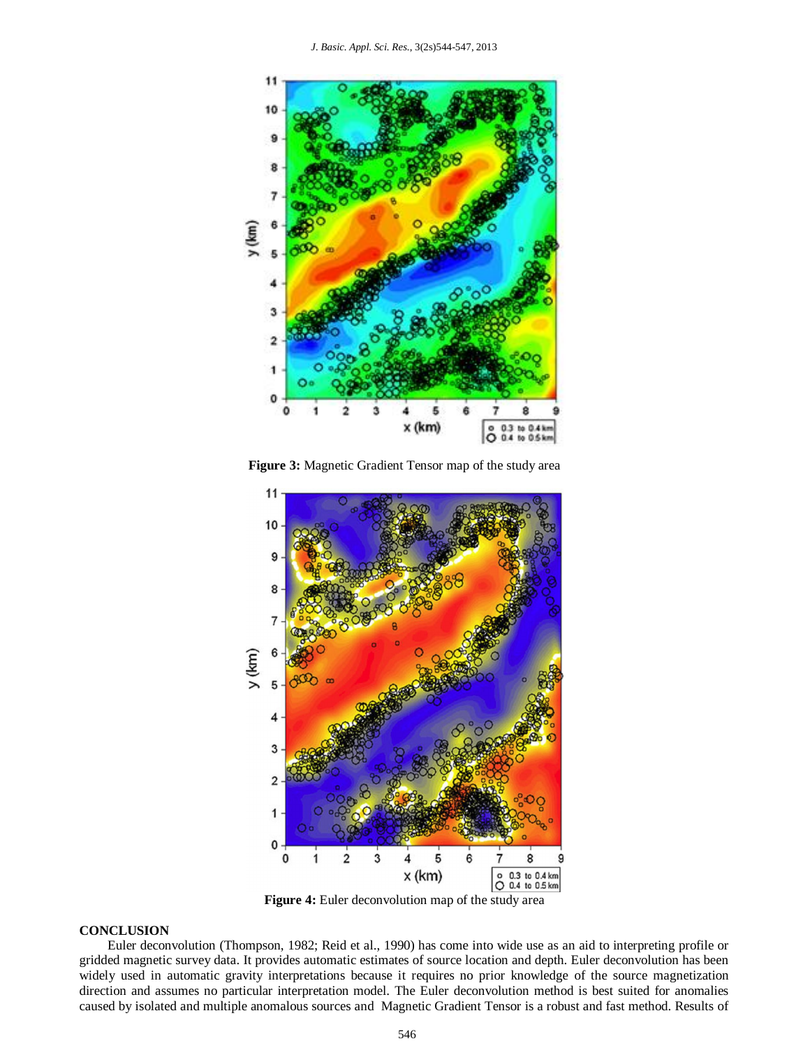**Figure 3:** Magnetic Gradient Tensor map of the study area

**Figure 4:** Euler deconvolution map of the study area

## CONCLUSION

Euler deconvolution (Thompson, 1982; Reid et al., 1990) has come into wide use as an aid to interpreting profile or gridded magnetic survey data. It provides automatic estimates of source location and depth. Euler deconvolution has been widely used in automatic gravity interpretations because it requires no prior knowledge of the source magnetization direction and assumes no particular interpretation model. The Euler deconvolution method is best suited for anomalies caused by isolated and multiple anomalous sources and Magnetic Gradient Tensor is a robust and fast method. Results of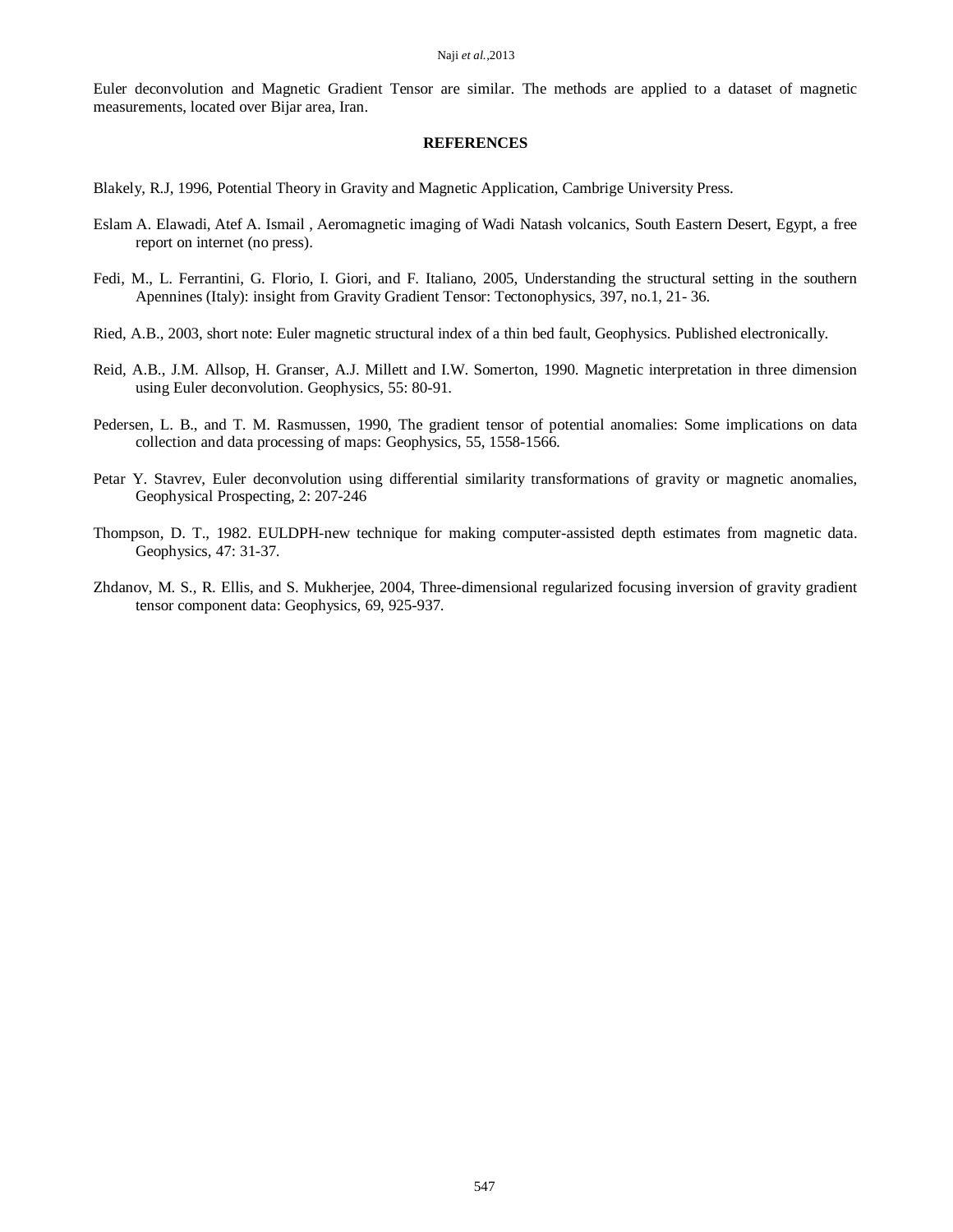Euler deconvolution and Magnetic Gradient Tensor are similar. The methods are applied to a dataset of magnetic measurements, located over Bijar area, Iran.

## REFERENCES

Blakely, R.J, 1996, Potential Theory in Gravity and Magnetic Application, Cambrige University Press.

Eslam A. Elawadi, Atef A. Ismail , Aeromagnetic imaging of Wadi Natash volcanics, South Eastern Desert, Egypt, a free report on internet (no press).

Fedi, M., L. Ferrantini, G. Florio, I. Giori, and F. Italiano, 2005, Understanding the structural setting in the southern Apennines (Italy): insight from Gravity Gradient Tensor: Tectonophysics, 397, no.1, 21- 36.

Ried, A.B., 2003, short note: Euler magnetic structural index of a thin bed fault, Geophysics. Published electronically.

Reid, A.B., J.M. Allsop, H. Granser, A.J. Millett and I.W. Somerton, 1990. Magnetic interpretation in three dimension using Euler deconvolution. Geophysics, 55: 80-91.

Pedersen, L. B., and T. M. Rasmussen, 1990, The gradient tensor of potential anomalies: Some implications on data collection and data processing of maps: Geophysics, 55, 1558-1566.

Petar Y. Stavrev, Euler deconvolution using differential similarity transformations of gravity or magnetic anomalies, Geophysical Prospecting, 2: 207-246

Thompson, D. T., 1982. EULDPH-new technique for making computer-assisted depth estimates from magnetic data. Geophysics, 47: 31-37.

Zhdanov, M. S., R. Ellis, and S. Mukherjee, 2004, Three-dimensional regularized focusing inversion of gravity gradient tensor component data: Geophysics, 69, 925-937.